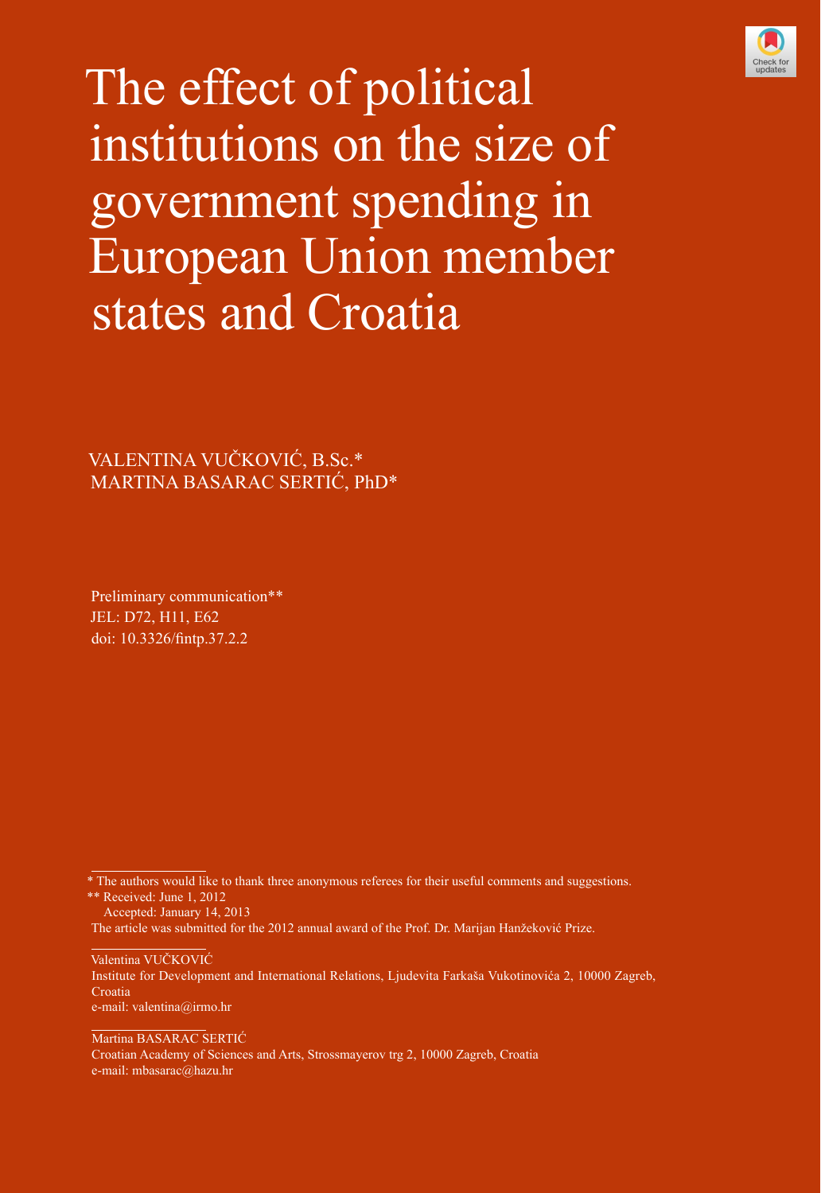# The effect of political institutions on the size of government spending in European Union member states and Croatia

VALENTINA VUČKOVIĆ, B.Sc.*
MARTINA BASARAC SERTIĆ, PhD*

Preliminary communication**
JEL: D72, H11, E62
doi: 10.3326/fintp.37.2.2

---

\* The authors would like to thank three anonymous referees for their useful comments and suggestions.

\** Received: June 1, 2012
Accepted: January 14, 2013

The article was submitted for the 2012 annual award of the Prof. Dr. Marijan Hanžeković Prize.

---

Valentina VUČKOVIĆ
Institute for Development and International Relations, Ljudevita Farkaša Vukotinovića 2, 10000 Zagreb, Croatia
e-mail: valentina@irmo.hr

---

Martina BASARAC SERTIĆ
Croatian Academy of Sciences and Arts, Strossmayerov trg 2, 10000 Zagreb, Croatia
e-mail: mbasarac@hazu.hr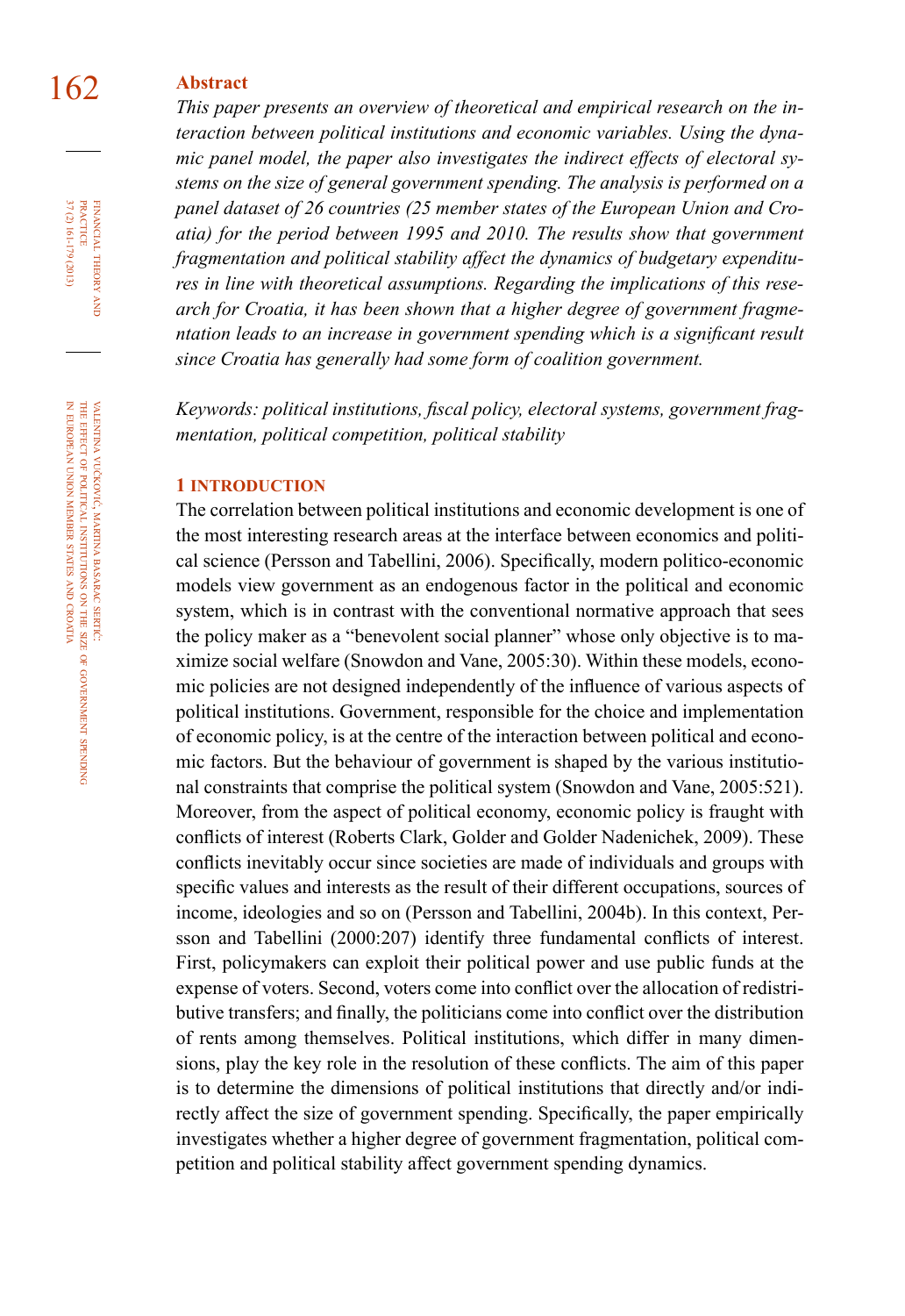## Abstract

*This paper presents an overview of theoretical and empirical research on the interaction between political institutions and economic variables. Using the dynamic panel model, the paper also investigates the indirect effects of electoral systems on the size of general government spending. The analysis is performed on a panel dataset of 26 countries (25 member states of the European Union and Croatia) for the period between 1995 and 2010. The results show that government fragmentation and political stability affect the dynamics of budgetary expenditures in line with theoretical assumptions. Regarding the implications of this research for Croatia, it has been shown that a higher degree of government fragmentation leads to an increase in government spending which is a significant result since Croatia has generally had some form of coalition government.*

*Keywords: political institutions, fiscal policy, electoral systems, government fragmentation, political competition, political stability*

## 1 INTRODUCTION

The correlation between political institutions and economic development is one of the most interesting research areas at the interface between economics and political science (Persson and Tabellini, 2006). Specifically, modern politico-economic models view government as an endogenous factor in the political and economic system, which is in contrast with the conventional normative approach that sees the policy maker as a "benevolent social planner" whose only objective is to maximize social welfare (Snowdon and Vane, 2005:30). Within these models, economic policies are not designed independently of the influence of various aspects of political institutions. Government, responsible for the choice and implementation of economic policy, is at the centre of the interaction between political and economic factors. But the behaviour of government is shaped by the various institutional constraints that comprise the political system (Snowdon and Vane, 2005:521). Moreover, from the aspect of political economy, economic policy is fraught with conflicts of interest (Roberts Clark, Golder and Golder Nadenichek, 2009). These conflicts inevitably occur since societies are made of individuals and groups with specific values and interests as the result of their different occupations, sources of income, ideologies and so on (Persson and Tabellini, 2004b). In this context, Persson and Tabellini (2000:207) identify three fundamental conflicts of interest. First, policymakers can exploit their political power and use public funds at the expense of voters. Second, voters come into conflict over the allocation of redistributive transfers; and finally, the politicians come into conflict over the distribution of rents among themselves. Political institutions, which differ in many dimensions, play the key role in the resolution of these conflicts. The aim of this paper is to determine the dimensions of political institutions that directly and/or indirectly affect the size of government spending. Specifically, the paper empirically investigates whether a higher degree of government fragmentation, political competition and political stability affect government spending dynamics.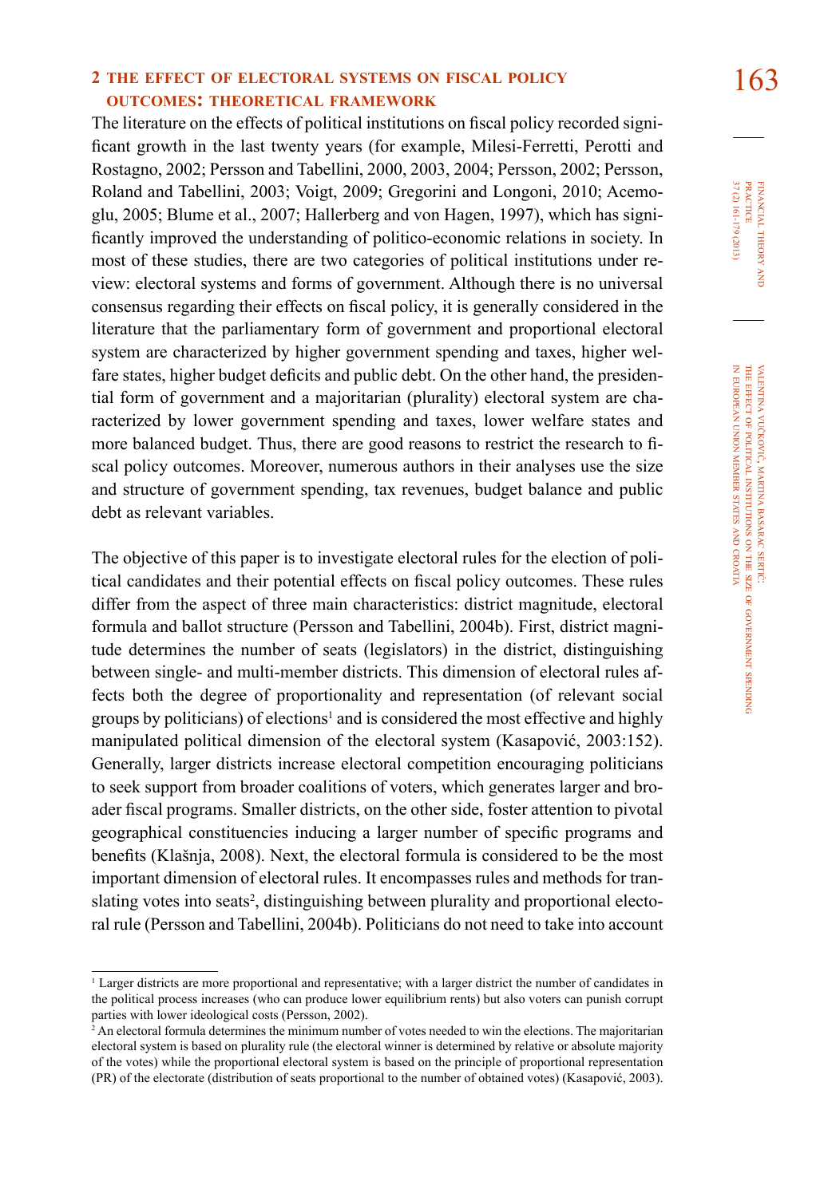## 2 THE EFFECT OF ELECTORAL SYSTEMS ON FISCAL POLICY OUTCOMES: THEORETICAL FRAMEWORK

The literature on the effects of political institutions on fiscal policy recorded significant growth in the last twenty years (for example, Milesi-Ferretti, Perotti and Rostagno, 2002; Persson and Tabellini, 2000, 2003, 2004; Persson, 2002; Persson, Roland and Tabellini, 2003; Voigt, 2009; Gregorini and Longoni, 2010; Acemoglu, 2005; Blume et al., 2007; Hallerberg and von Hagen, 1997), which has significantly improved the understanding of politico-economic relations in society. In most of these studies, there are two categories of political institutions under review: electoral systems and forms of government. Although there is no universal consensus regarding their effects on fiscal policy, it is generally considered in the literature that the parliamentary form of government and proportional electoral system are characterized by higher government spending and taxes, higher welfare states, higher budget deficits and public debt. On the other hand, the presidential form of government and a majoritarian (plurality) electoral system are characterized by lower government spending and taxes, lower welfare states and more balanced budget. Thus, there are good reasons to restrict the research to fiscal policy outcomes. Moreover, numerous authors in their analyses use the size and structure of government spending, tax revenues, budget balance and public debt as relevant variables.

The objective of this paper is to investigate electoral rules for the election of political candidates and their potential effects on fiscal policy outcomes. These rules differ from the aspect of three main characteristics: district magnitude, electoral formula and ballot structure (Persson and Tabellini, 2004b). First, district magnitude determines the number of seats (legislators) in the district, distinguishing between single- and multi-member districts. This dimension of electoral rules affects both the degree of proportionality and representation (of relevant social groups by politicians) of elections[1] and is considered the most effective and highly manipulated political dimension of the electoral system (Kasapović, 2003:152). Generally, larger districts increase electoral competition encouraging politicians to seek support from broader coalitions of voters, which generates larger and broader fiscal programs. Smaller districts, on the other side, foster attention to pivotal geographical constituencies inducing a larger number of specific programs and benefits (Klašnja, 2008). Next, the electoral formula is considered to be the most important dimension of electoral rules. It encompasses rules and methods for translating votes into seats[2], distinguishing between plurality and proportional electoral rule (Persson and Tabellini, 2004b). Politicians do not need to take into account

[1] Larger districts are more proportional and representative; with a larger district the number of candidates in the political process increases (who can produce lower equilibrium rents) but also voters can punish corrupt parties with lower ideological costs (Persson, 2002).

[2] An electoral formula determines the minimum number of votes needed to win the elections. The majoritarian electoral system is based on plurality rule (the electoral winner is determined by relative or absolute majority of the votes) while the proportional electoral system is based on the principle of proportional representation (PR) of the electorate (distribution of seats proportional to the number of obtained votes) (Kasapović, 2003).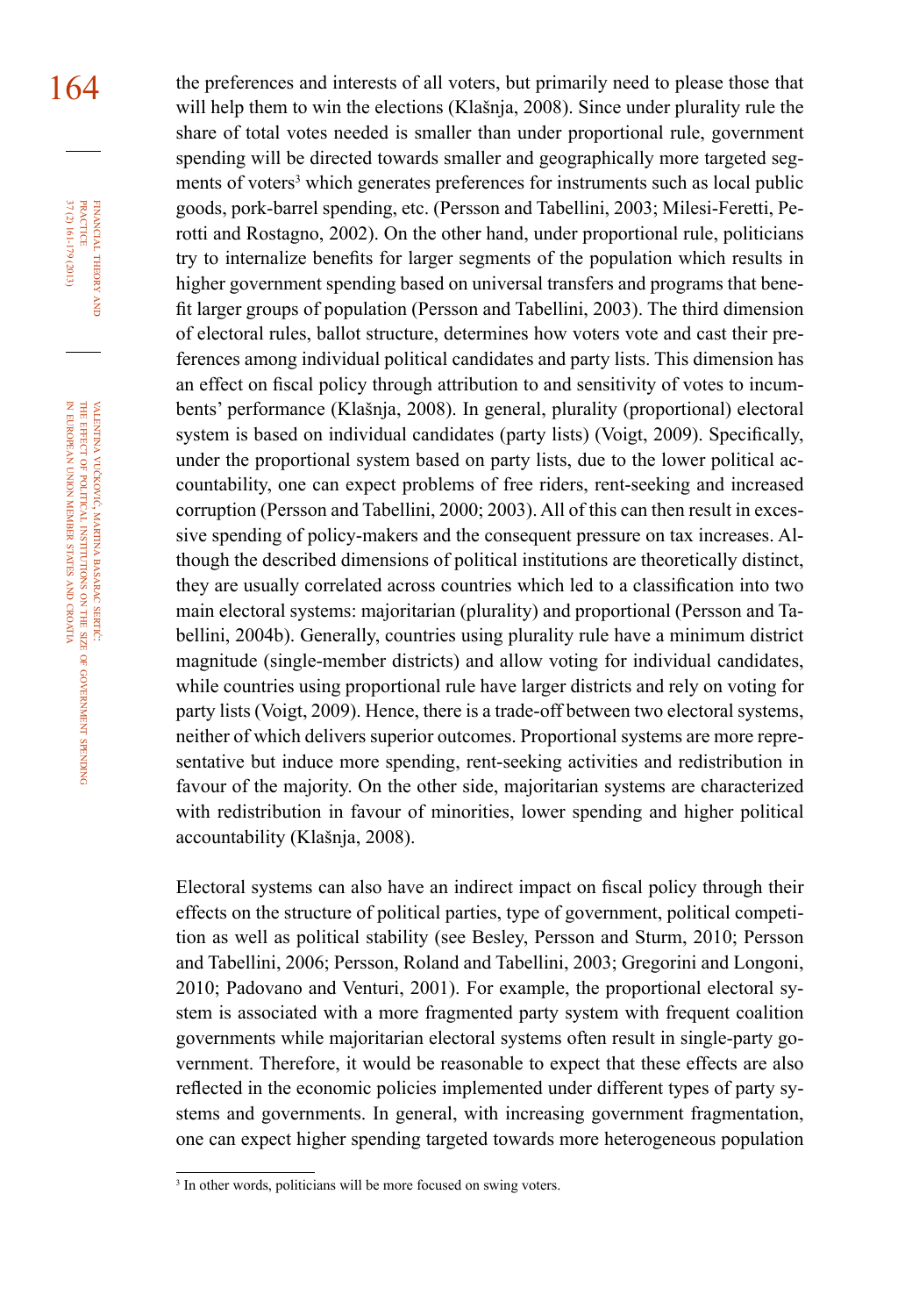the preferences and interests of all voters, but primarily need to please those that will help them to win the elections (Klašnja, 2008). Since under plurality rule the share of total votes needed is smaller than under proportional rule, government spending will be directed towards smaller and geographically more targeted segments of voters[3] which generates preferences for instruments such as local public goods, pork-barrel spending, etc. (Persson and Tabellini, 2003; Milesi-Feretti, Perotti and Rostagno, 2002). On the other hand, under proportional rule, politicians try to internalize benefits for larger segments of the population which results in higher government spending based on universal transfers and programs that benefit larger groups of population (Persson and Tabellini, 2003). The third dimension of electoral rules, ballot structure, determines how voters vote and cast their preferences among individual political candidates and party lists. This dimension has an effect on fiscal policy through attribution to and sensitivity of votes to incumbents' performance (Klašnja, 2008). In general, plurality (proportional) electoral system is based on individual candidates (party lists) (Voigt, 2009). Specifically, under the proportional system based on party lists, due to the lower political accountability, one can expect problems of free riders, rent-seeking and increased corruption (Persson and Tabellini, 2000; 2003). All of this can then result in excessive spending of policy-makers and the consequent pressure on tax increases. Although the described dimensions of political institutions are theoretically distinct, they are usually correlated across countries which led to a classification into two main electoral systems: majoritarian (plurality) and proportional (Persson and Tabellini, 2004b). Generally, countries using plurality rule have a minimum district magnitude (single-member districts) and allow voting for individual candidates, while countries using proportional rule have larger districts and rely on voting for party lists (Voigt, 2009). Hence, there is a trade-off between two electoral systems, neither of which delivers superior outcomes. Proportional systems are more representative but induce more spending, rent-seeking activities and redistribution in favour of the majority. On the other side, majoritarian systems are characterized with redistribution in favour of minorities, lower spending and higher political accountability (Klašnja, 2008).

Electoral systems can also have an indirect impact on fiscal policy through their effects on the structure of political parties, type of government, political competition as well as political stability (see Besley, Persson and Sturm, 2010; Persson and Tabellini, 2006; Persson, Roland and Tabellini, 2003; Gregorini and Longoni, 2010; Padovano and Venturi, 2001). For example, the proportional electoral system is associated with a more fragmented party system with frequent coalition governments while majoritarian electoral systems often result in single-party government. Therefore, it would be reasonable to expect that these effects are also reflected in the economic policies implemented under different types of party systems and governments. In general, with increasing government fragmentation, one can expect higher spending targeted towards more heterogeneous population

[3] In other words, politicians will be more focused on swing voters.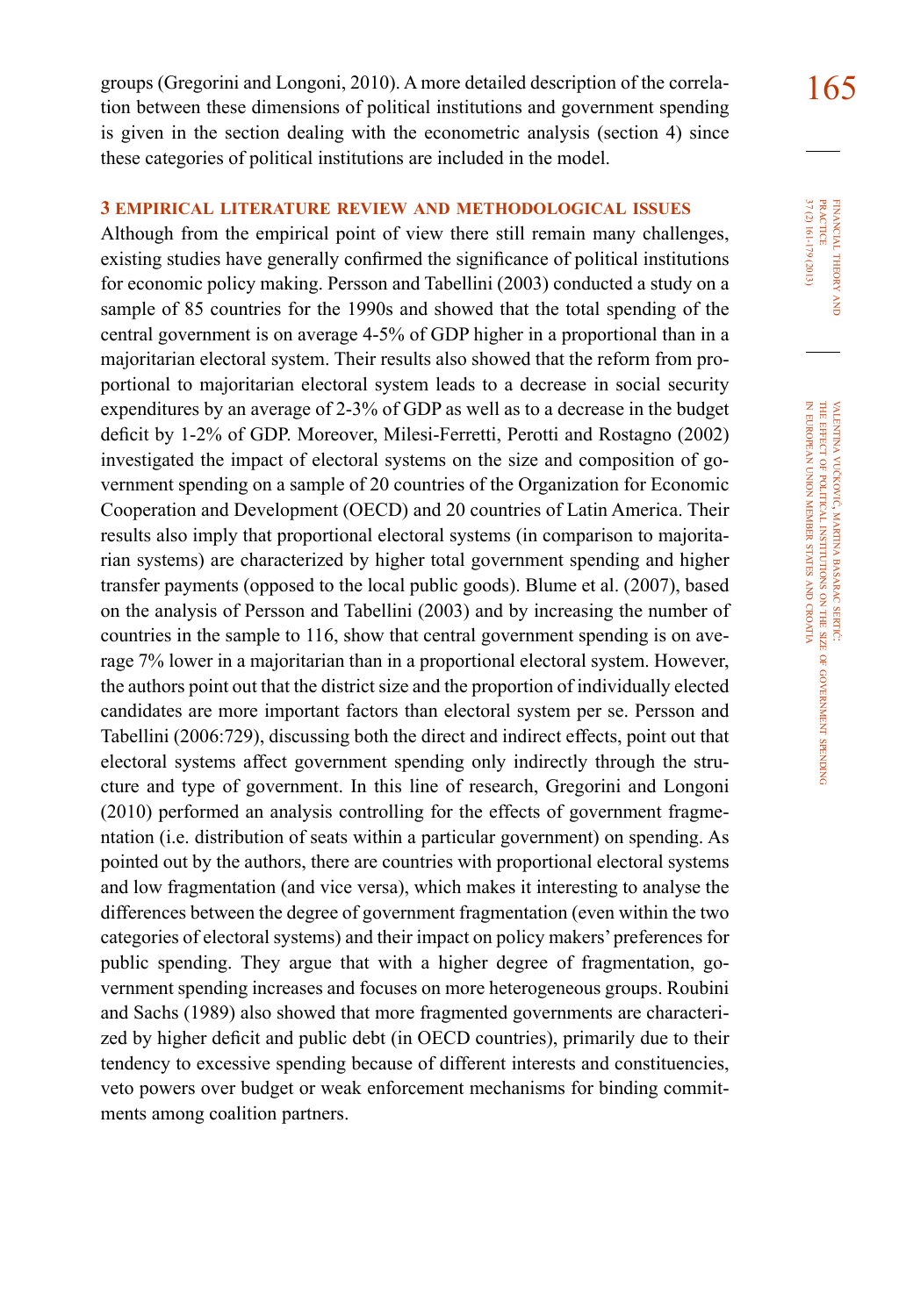groups (Gregorini and Longoni, 2010). A more detailed description of the correlation between these dimensions of political institutions and government spending is given in the section dealing with the econometric analysis (section 4) since these categories of political institutions are included in the model.

## 3 EMPIRICAL LITERATURE REVIEW AND METHODOLOGICAL ISSUES

Although from the empirical point of view there still remain many challenges, existing studies have generally confirmed the significance of political institutions for economic policy making. Persson and Tabellini (2003) conducted a study on a sample of 85 countries for the 1990s and showed that the total spending of the central government is on average 4-5% of GDP higher in a proportional than in a majoritarian electoral system. Their results also showed that the reform from proportional to majoritarian electoral system leads to a decrease in social security expenditures by an average of 2-3% of GDP as well as to a decrease in the budget deficit by 1-2% of GDP. Moreover, Milesi-Ferretti, Perotti and Rostagno (2002) investigated the impact of electoral systems on the size and composition of government spending on a sample of 20 countries of the Organization for Economic Cooperation and Development (OECD) and 20 countries of Latin America. Their results also imply that proportional electoral systems (in comparison to majoritarian systems) are characterized by higher total government spending and higher transfer payments (opposed to the local public goods). Blume et al. (2007), based on the analysis of Persson and Tabellini (2003) and by increasing the number of countries in the sample to 116, show that central government spending is on average 7% lower in a majoritarian than in a proportional electoral system. However, the authors point out that the district size and the proportion of individually elected candidates are more important factors than electoral system per se. Persson and Tabellini (2006:729), discussing both the direct and indirect effects, point out that electoral systems affect government spending only indirectly through the structure and type of government. In this line of research, Gregorini and Longoni (2010) performed an analysis controlling for the effects of government fragmentation (i.e. distribution of seats within a particular government) on spending. As pointed out by the authors, there are countries with proportional electoral systems and low fragmentation (and vice versa), which makes it interesting to analyse the differences between the degree of government fragmentation (even within the two categories of electoral systems) and their impact on policy makers' preferences for public spending. They argue that with a higher degree of fragmentation, government spending increases and focuses on more heterogeneous groups. Roubini and Sachs (1989) also showed that more fragmented governments are characterized by higher deficit and public debt (in OECD countries), primarily due to their tendency to excessive spending because of different interests and constituencies, veto powers over budget or weak enforcement mechanisms for binding commitments among coalition partners.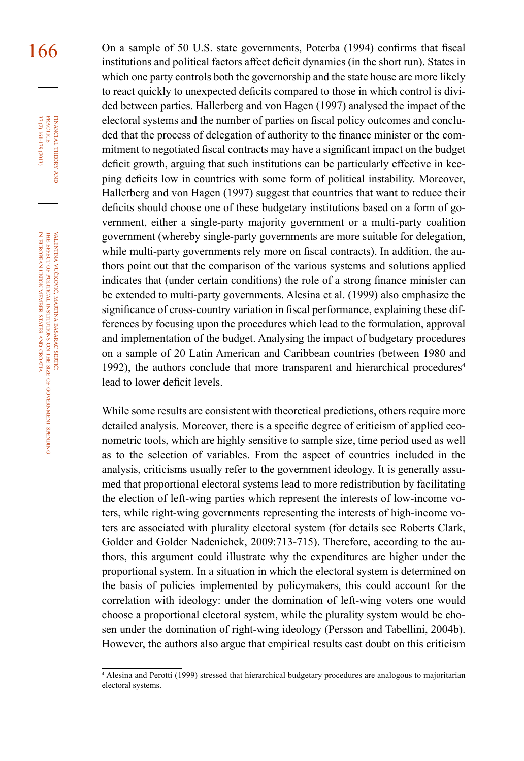On a sample of 50 U.S. state governments, Poterba (1994) confirms that fiscal institutions and political factors affect deficit dynamics (in the short run). States in which one party controls both the governorship and the state house are more likely to react quickly to unexpected deficits compared to those in which control is divided between parties. Hallerberg and von Hagen (1997) analysed the impact of the electoral systems and the number of parties on fiscal policy outcomes and concluded that the process of delegation of authority to the finance minister or the commitment to negotiated fiscal contracts may have a significant impact on the budget deficit growth, arguing that such institutions can be particularly effective in keeping deficits low in countries with some form of political instability. Moreover, Hallerberg and von Hagen (1997) suggest that countries that want to reduce their deficits should choose one of these budgetary institutions based on a form of government, either a single-party majority government or a multi-party coalition government (whereby single-party governments are more suitable for delegation, while multi-party governments rely more on fiscal contracts). In addition, the authors point out that the comparison of the various systems and solutions applied indicates that (under certain conditions) the role of a strong finance minister can be extended to multi-party governments. Alesina et al. (1999) also emphasize the significance of cross-country variation in fiscal performance, explaining these differences by focusing upon the procedures which lead to the formulation, approval and implementation of the budget. Analysing the impact of budgetary procedures on a sample of 20 Latin American and Caribbean countries (between 1980 and 1992), the authors conclude that more transparent and hierarchical procedures[4] lead to lower deficit levels.

While some results are consistent with theoretical predictions, others require more detailed analysis. Moreover, there is a specific degree of criticism of applied econometric tools, which are highly sensitive to sample size, time period used as well as to the selection of variables. From the aspect of countries included in the analysis, criticisms usually refer to the government ideology. It is generally assumed that proportional electoral systems lead to more redistribution by facilitating the election of left-wing parties which represent the interests of low-income voters, while right-wing governments representing the interests of high-income voters are associated with plurality electoral system (for details see Roberts Clark, Golder and Golder Nadenichek, 2009:713-715). Therefore, according to the authors, this argument could illustrate why the expenditures are higher under the proportional system. In a situation in which the electoral system is determined on the basis of policies implemented by policymakers, this could account for the correlation with ideology: under the domination of left-wing voters one would choose a proportional electoral system, while the plurality system would be chosen under the domination of right-wing ideology (Persson and Tabellini, 2004b). However, the authors also argue that empirical results cast doubt on this criticism

[4] Alesina and Perotti (1999) stressed that hierarchical budgetary procedures are analogous to majoritarian electoral systems.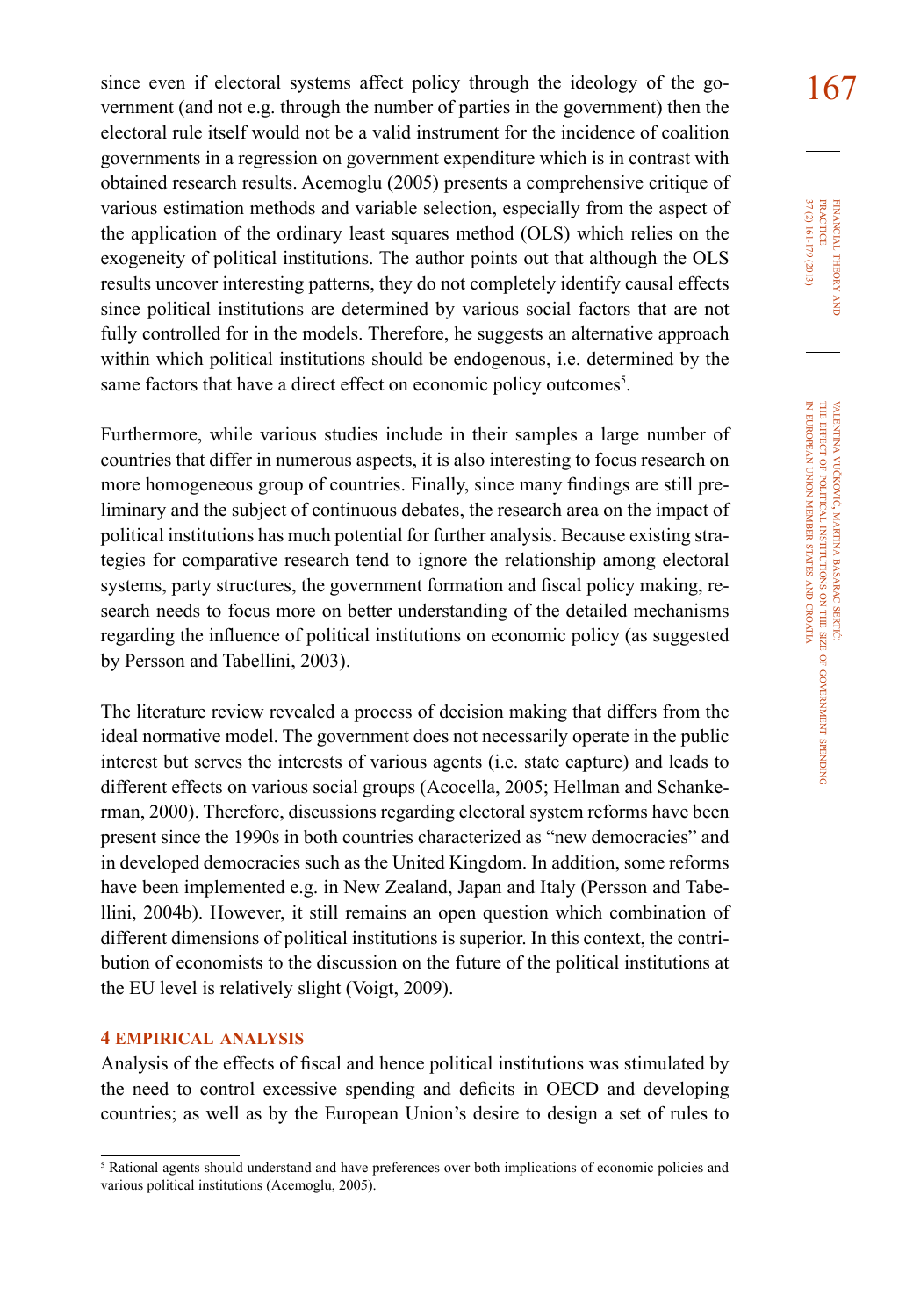since even if electoral systems affect policy through the ideology of the government (and not e.g. through the number of parties in the government) then the electoral rule itself would not be a valid instrument for the incidence of coalition governments in a regression on government expenditure which is in contrast with obtained research results. Acemoglu (2005) presents a comprehensive critique of various estimation methods and variable selection, especially from the aspect of the application of the ordinary least squares method (OLS) which relies on the exogeneity of political institutions. The author points out that although the OLS results uncover interesting patterns, they do not completely identify causal effects since political institutions are determined by various social factors that are not fully controlled for in the models. Therefore, he suggests an alternative approach within which political institutions should be endogenous, i.e. determined by the same factors that have a direct effect on economic policy outcomes[5].

Furthermore, while various studies include in their samples a large number of countries that differ in numerous aspects, it is also interesting to focus research on more homogeneous group of countries. Finally, since many findings are still preliminary and the subject of continuous debates, the research area on the impact of political institutions has much potential for further analysis. Because existing strategies for comparative research tend to ignore the relationship among electoral systems, party structures, the government formation and fiscal policy making, research needs to focus more on better understanding of the detailed mechanisms regarding the influence of political institutions on economic policy (as suggested by Persson and Tabellini, 2003).

The literature review revealed a process of decision making that differs from the ideal normative model. The government does not necessarily operate in the public interest but serves the interests of various agents (i.e. state capture) and leads to different effects on various social groups (Acocella, 2005; Hellman and Schankerman, 2000). Therefore, discussions regarding electoral system reforms have been present since the 1990s in both countries characterized as "new democracies" and in developed democracies such as the United Kingdom. In addition, some reforms have been implemented e.g. in New Zealand, Japan and Italy (Persson and Tabellini, 2004b). However, it still remains an open question which combination of different dimensions of political institutions is superior. In this context, the contribution of economists to the discussion on the future of the political institutions at the EU level is relatively slight (Voigt, 2009).

## 4 EMPIRICAL ANALYSIS

Analysis of the effects of fiscal and hence political institutions was stimulated by the need to control excessive spending and deficits in OECD and developing countries; as well as by the European Union's desire to design a set of rules to

[5] Rational agents should understand and have preferences over both implications of economic policies and various political institutions (Acemoglu, 2005).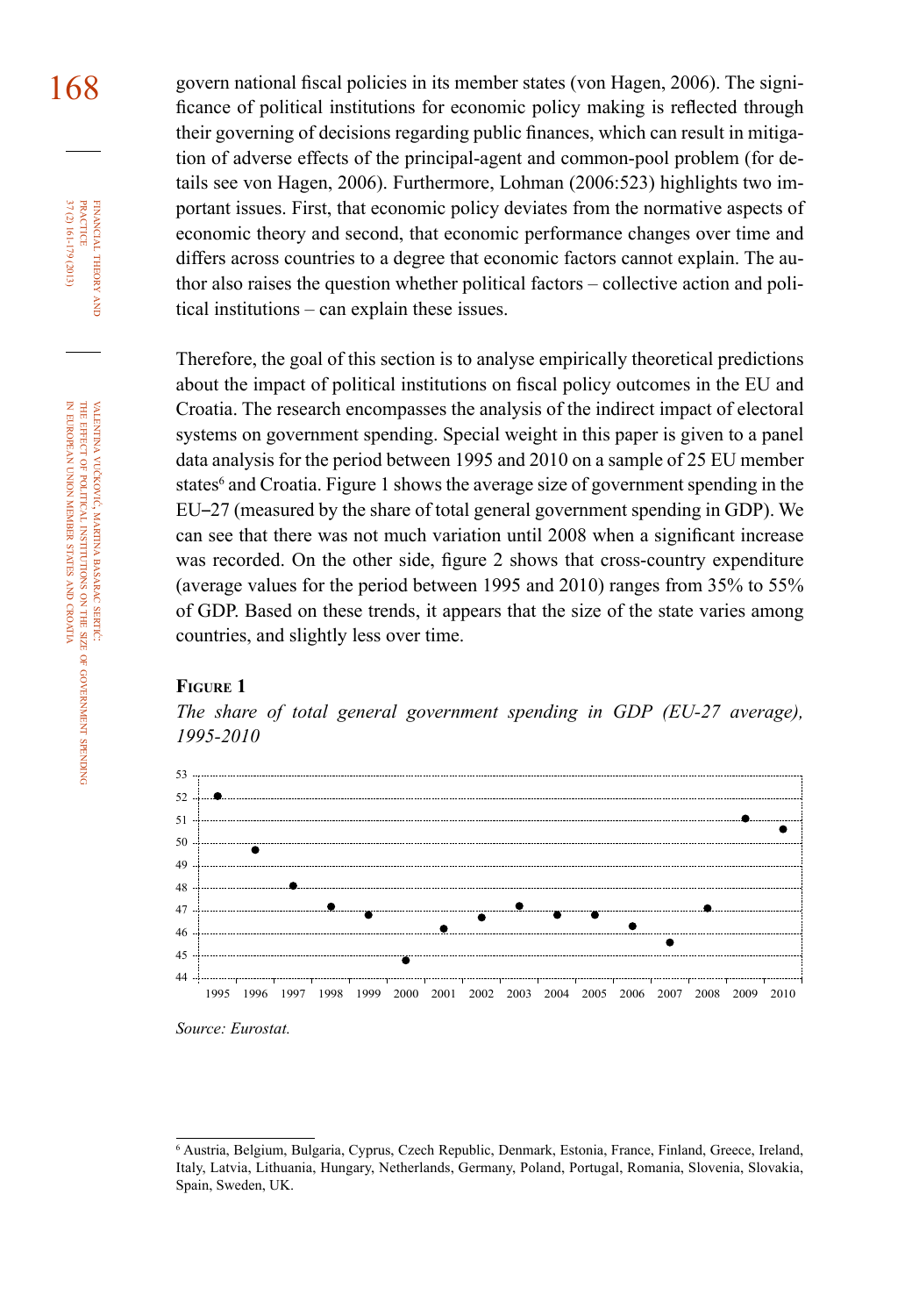govern national fiscal policies in its member states (von Hagen, 2006). The significance of political institutions for economic policy making is reflected through their governing of decisions regarding public finances, which can result in mitigation of adverse effects of the principal-agent and common-pool problem (for details see von Hagen, 2006). Furthermore, Lohman (2006:523) highlights two important issues. First, that economic policy deviates from the normative aspects of economic theory and second, that economic performance changes over time and differs across countries to a degree that economic factors cannot explain. The author also raises the question whether political factors – collective action and political institutions – can explain these issues.

Therefore, the goal of this section is to analyse empirically theoretical predictions about the impact of political institutions on fiscal policy outcomes in the EU and Croatia. The research encompasses the analysis of the indirect impact of electoral systems on government spending. Special weight in this paper is given to a panel data analysis for the period between 1995 and 2010 on a sample of 25 EU member states[6] and Croatia. Figure 1 shows the average size of government spending in the EU–27 (measured by the share of total general government spending in GDP). We can see that there was not much variation until 2008 when a significant increase was recorded. On the other side, figure 2 shows that cross-country expenditure (average values for the period between 1995 and 2010) ranges from 35% to 55% of GDP. Based on these trends, it appears that the size of the state varies among countries, and slightly less over time.

**Figure 1**

*The share of total general government spending in GDP (EU-27 average), 1995-2010*

| Year | Share (% of GDP, approx.) |
|---|---|
| 1995 | 52.1 |
| 1996 | 49.7 |
| 1997 | 48.1 |
| 1998 | 47.2 |
| 1999 | 46.8 |
| 2000 | 44.8 |
| 2001 | 46.2 |
| 2002 | 46.7 |
| 2003 | 47.2 |
| 2004 | 46.8 |
| 2005 | 46.8 |
| 2006 | 46.3 |
| 2007 | 45.6 |
| 2008 | 47.1 |
| 2009 | 51.1 |
| 2010 | 50.6 |

*Source: Eurostat.*

---

[6] Austria, Belgium, Bulgaria, Cyprus, Czech Republic, Denmark, Estonia, France, Finland, Greece, Ireland, Italy, Latvia, Lithuania, Hungary, Netherlands, Germany, Poland, Portugal, Romania, Slovenia, Slovakia, Spain, Sweden, UK.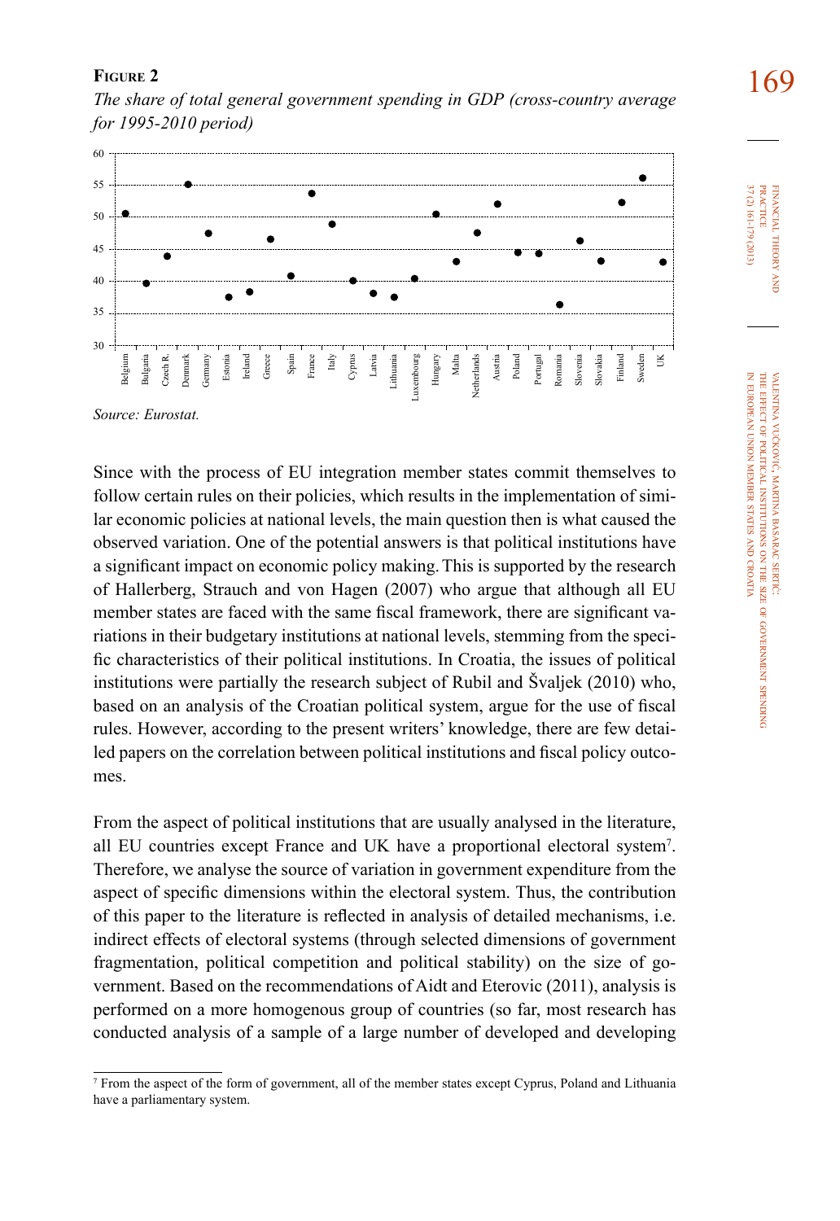**Figure 2**

*The share of total general government spending in GDP (cross-country average for 1995-2010 period)*

*Source: Eurostat.*

Since with the process of EU integration member states commit themselves to follow certain rules on their policies, which results in the implementation of similar economic policies at national levels, the main question then is what caused the observed variation. One of the potential answers is that political institutions have a significant impact on economic policy making. This is supported by the research of Hallerberg, Strauch and von Hagen (2007) who argue that although all EU member states are faced with the same fiscal framework, there are significant variations in their budgetary institutions at national levels, stemming from the specific characteristics of their political institutions. In Croatia, the issues of political institutions were partially the research subject of Rubil and Švaljek (2010) who, based on an analysis of the Croatian political system, argue for the use of fiscal rules. However, according to the present writers' knowledge, there are few detailed papers on the correlation between political institutions and fiscal policy outcomes.

From the aspect of political institutions that are usually analysed in the literature, all EU countries except France and UK have a proportional electoral system[7]. Therefore, we analyse the source of variation in government expenditure from the aspect of specific dimensions within the electoral system. Thus, the contribution of this paper to the literature is reflected in analysis of detailed mechanisms, i.e. indirect effects of electoral systems (through selected dimensions of government fragmentation, political competition and political stability) on the size of government. Based on the recommendations of Aidt and Eterovic (2011), analysis is performed on a more homogenous group of countries (so far, most research has conducted analysis of a sample of a large number of developed and developing

[7] From the aspect of the form of government, all of the member states except Cyprus, Poland and Lithuania have a parliamentary system.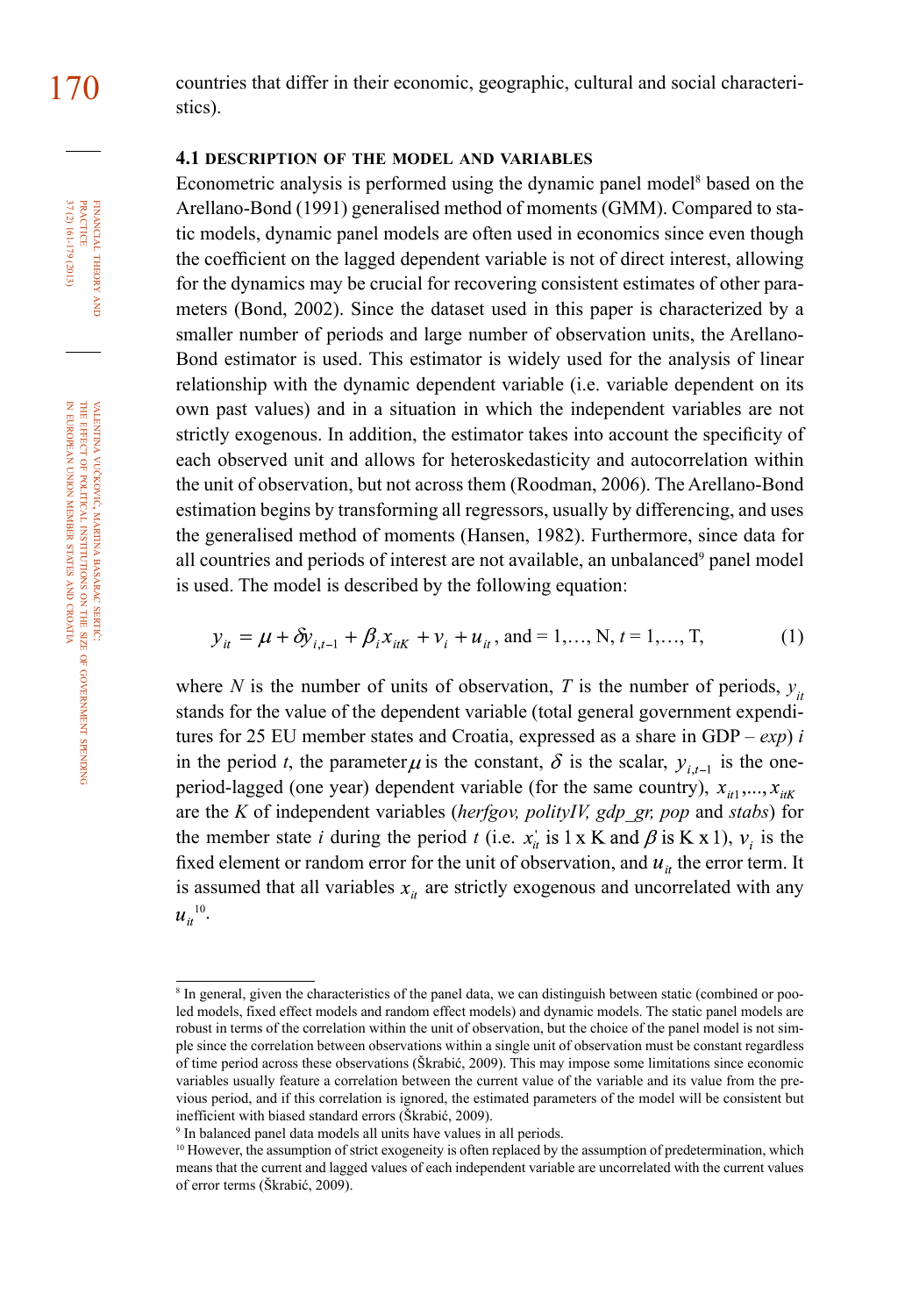countries that differ in their economic, geographic, cultural and social characteristics).

### 4.1 DESCRIPTION OF THE MODEL AND VARIABLES

Econometric analysis is performed using the dynamic panel model[8] based on the Arellano-Bond (1991) generalised method of moments (GMM). Compared to static models, dynamic panel models are often used in economics since even though the coefficient on the lagged dependent variable is not of direct interest, allowing for the dynamics may be crucial for recovering consistent estimates of other parameters (Bond, 2002). Since the dataset used in this paper is characterized by a smaller number of periods and large number of observation units, the Arellano-Bond estimator is used. This estimator is widely used for the analysis of linear relationship with the dynamic dependent variable (i.e. variable dependent on its own past values) and in a situation in which the independent variables are not strictly exogenous. In addition, the estimator takes into account the specificity of each observed unit and allows for heteroskedasticity and autocorrelation within the unit of observation, but not across them (Roodman, 2006). The Arellano-Bond estimation begins by transforming all regressors, usually by differencing, and uses the generalised method of moments (Hansen, 1982). Furthermore, since data for all countries and periods of interest are not available, an unbalanced[9] panel model is used. The model is described by the following equation:

$$y_{it} = \mu + \delta y_{i,t-1} + \beta_i x_{itK} + v_i + u_{it}\text{, and } = 1,\ldots, \text{N}, t = 1,\ldots, \text{T}, \tag{1}$$

where $N$ is the number of units of observation, $T$ is the number of periods, $y_{it}$ stands for the value of the dependent variable (total general government expenditures for 25 EU member states and Croatia, expressed as a share in GDP – *exp*) $i$ in the period $t$, the parameter $\mu$ is the constant, $\delta$ is the scalar, $y_{i,t-1}$ is the one-period-lagged (one year) dependent variable (for the same country), $x_{it1},\ldots,x_{itK}$ are the $K$ of independent variables (*herfgov, polityIV, gdp_gr, pop* and *stabs*) for the member state $i$ during the period $t$ (i.e. $x_{it}^{'}$ is 1 x K and $\beta$ is K x 1), $v_i$ is the fixed element or random error for the unit of observation, and $u_{it}$ the error term. It is assumed that all variables $x_{it}$ are strictly exogenous and uncorrelated with any $u_{it}$[10].

---

[8] In general, given the characteristics of the panel data, we can distinguish between static (combined or pooled models, fixed effect models and random effect models) and dynamic models. The static panel models are robust in terms of the correlation within the unit of observation, but the choice of the panel model is not simple since the correlation between observations within a single unit of observation must be constant regardless of time period across these observations (Škrabić, 2009). This may impose some limitations since economic variables usually feature a correlation between the current value of the variable and its value from the previous period, and if this correlation is ignored, the estimated parameters of the model will be consistent but inefficient with biased standard errors (Škrabić, 2009).

[9] In balanced panel data models all units have values in all periods.

[10] However, the assumption of strict exogeneity is often replaced by the assumption of predetermination, which means that the current and lagged values of each independent variable are uncorrelated with the current values of error terms (Škrabić, 2009).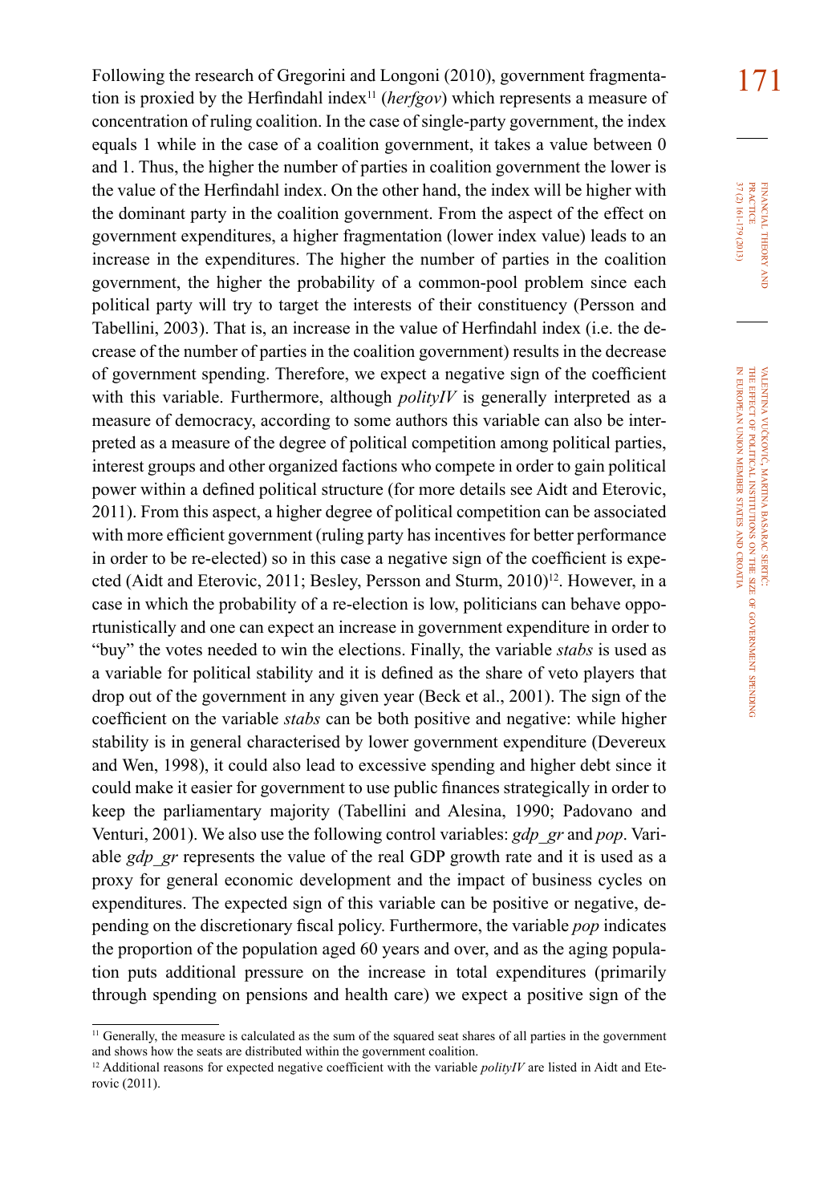Following the research of Gregorini and Longoni (2010), government fragmentation is proxied by the Herfindahl index[11] (*herfgov*) which represents a measure of concentration of ruling coalition. In the case of single-party government, the index equals 1 while in the case of a coalition government, it takes a value between 0 and 1. Thus, the higher the number of parties in coalition government the lower is the value of the Herfindahl index. On the other hand, the index will be higher with the dominant party in the coalition government. From the aspect of the effect on government expenditures, a higher fragmentation (lower index value) leads to an increase in the expenditures. The higher the number of parties in the coalition government, the higher the probability of a common-pool problem since each political party will try to target the interests of their constituency (Persson and Tabellini, 2003). That is, an increase in the value of Herfindahl index (i.e. the decrease of the number of parties in the coalition government) results in the decrease of government spending. Therefore, we expect a negative sign of the coefficient with this variable. Furthermore, although *polityIV* is generally interpreted as a measure of democracy, according to some authors this variable can also be interpreted as a measure of the degree of political competition among political parties, interest groups and other organized factions who compete in order to gain political power within a defined political structure (for more details see Aidt and Eterovic, 2011). From this aspect, a higher degree of political competition can be associated with more efficient government (ruling party has incentives for better performance in order to be re-elected) so in this case a negative sign of the coefficient is expected (Aidt and Eterovic, 2011; Besley, Persson and Sturm, 2010)[12]. However, in a case in which the probability of a re-election is low, politicians can behave opportunistically and one can expect an increase in government expenditure in order to "buy" the votes needed to win the elections. Finally, the variable *stabs* is used as a variable for political stability and it is defined as the share of veto players that drop out of the government in any given year (Beck et al., 2001). The sign of the coefficient on the variable *stabs* can be both positive and negative: while higher stability is in general characterised by lower government expenditure (Devereux and Wen, 1998), it could also lead to excessive spending and higher debt since it could make it easier for government to use public finances strategically in order to keep the parliamentary majority (Tabellini and Alesina, 1990; Padovano and Venturi, 2001). We also use the following control variables: *gdp_gr* and *pop*. Variable *gdp_gr* represents the value of the real GDP growth rate and it is used as a proxy for general economic development and the impact of business cycles on expenditures. The expected sign of this variable can be positive or negative, depending on the discretionary fiscal policy. Furthermore, the variable *pop* indicates the proportion of the population aged 60 years and over, and as the aging population puts additional pressure on the increase in total expenditures (primarily through spending on pensions and health care) we expect a positive sign of the

---

[11] Generally, the measure is calculated as the sum of the squared seat shares of all parties in the government and shows how the seats are distributed within the government coalition.

[12] Additional reasons for expected negative coefficient with the variable *polityIV* are listed in Aidt and Eterovic (2011).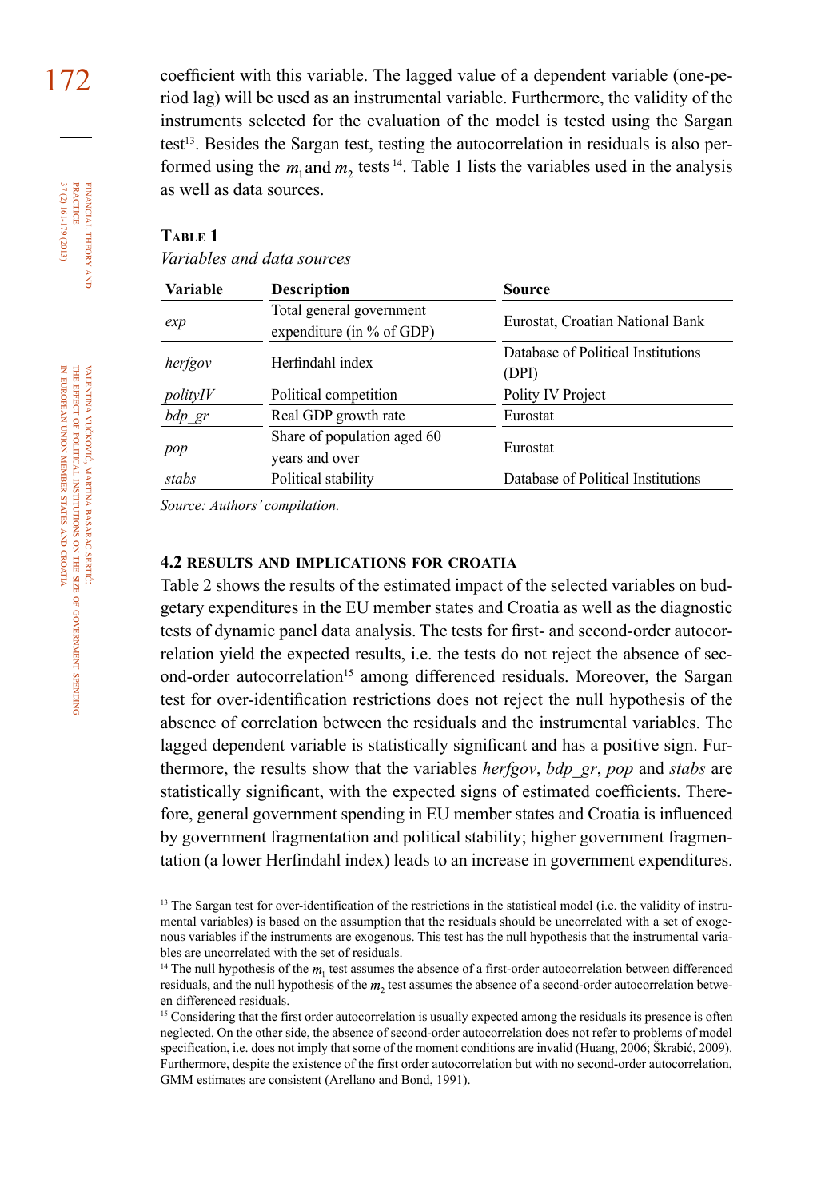coefficient with this variable. The lagged value of a dependent variable (one-period lag) will be used as an instrumental variable. Furthermore, the validity of the instruments selected for the evaluation of the model is tested using the Sargan test[13]. Besides the Sargan test, testing the autocorrelation in residuals is also performed using the $m_1$ and $m_2$ tests [14]. Table 1 lists the variables used in the analysis as well as data sources.

**Table 1**

*Variables and data sources*

| Variable | Description | Source |
|---|---|---|
| *exp* | Total general government expenditure (in % of GDP) | Eurostat, Croatian National Bank |
| *herfgov* | Herfindahl index | Database of Political Institutions (DPI) |
| *polityIV* | Political competition | Polity IV Project |
| *bdp_gr* | Real GDP growth rate | Eurostat |
| *pop* | Share of population aged 60 years and over | Eurostat |
| *stabs* | Political stability | Database of Political Institutions |

*Source: Authors' compilation.*

### 4.2 RESULTS AND IMPLICATIONS FOR CROATIA

Table 2 shows the results of the estimated impact of the selected variables on budgetary expenditures in the EU member states and Croatia as well as the diagnostic tests of dynamic panel data analysis. The tests for first- and second-order autocorrelation yield the expected results, i.e. the tests do not reject the absence of second-order autocorrelation[15] among differenced residuals. Moreover, the Sargan test for over-identification restrictions does not reject the null hypothesis of the absence of correlation between the residuals and the instrumental variables. The lagged dependent variable is statistically significant and has a positive sign. Furthermore, the results show that the variables *herfgov*, *bdp_gr*, *pop* and *stabs* are statistically significant, with the expected signs of estimated coefficients. Therefore, general government spending in EU member states and Croatia is influenced by government fragmentation and political stability; higher government fragmentation (a lower Herfindahl index) leads to an increase in government expenditures.

---

[13] The Sargan test for over-identification of the restrictions in the statistical model (i.e. the validity of instrumental variables) is based on the assumption that the residuals should be uncorrelated with a set of exogenous variables if the instruments are exogenous. This test has the null hypothesis that the instrumental variables are uncorrelated with the set of residuals.

[14] The null hypothesis of the $m_1$ test assumes the absence of a first-order autocorrelation between differenced residuals, and the null hypothesis of the $m_2$ test assumes the absence of a second-order autocorrelation between differenced residuals.

[15] Considering that the first order autocorrelation is usually expected among the residuals its presence is often neglected. On the other side, the absence of second-order autocorrelation does not refer to problems of model specification, i.e. does not imply that some of the moment conditions are invalid (Huang, 2006; Škrabić, 2009). Furthermore, despite the existence of the first order autocorrelation but with no second-order autocorrelation, GMM estimates are consistent (Arellano and Bond, 1991).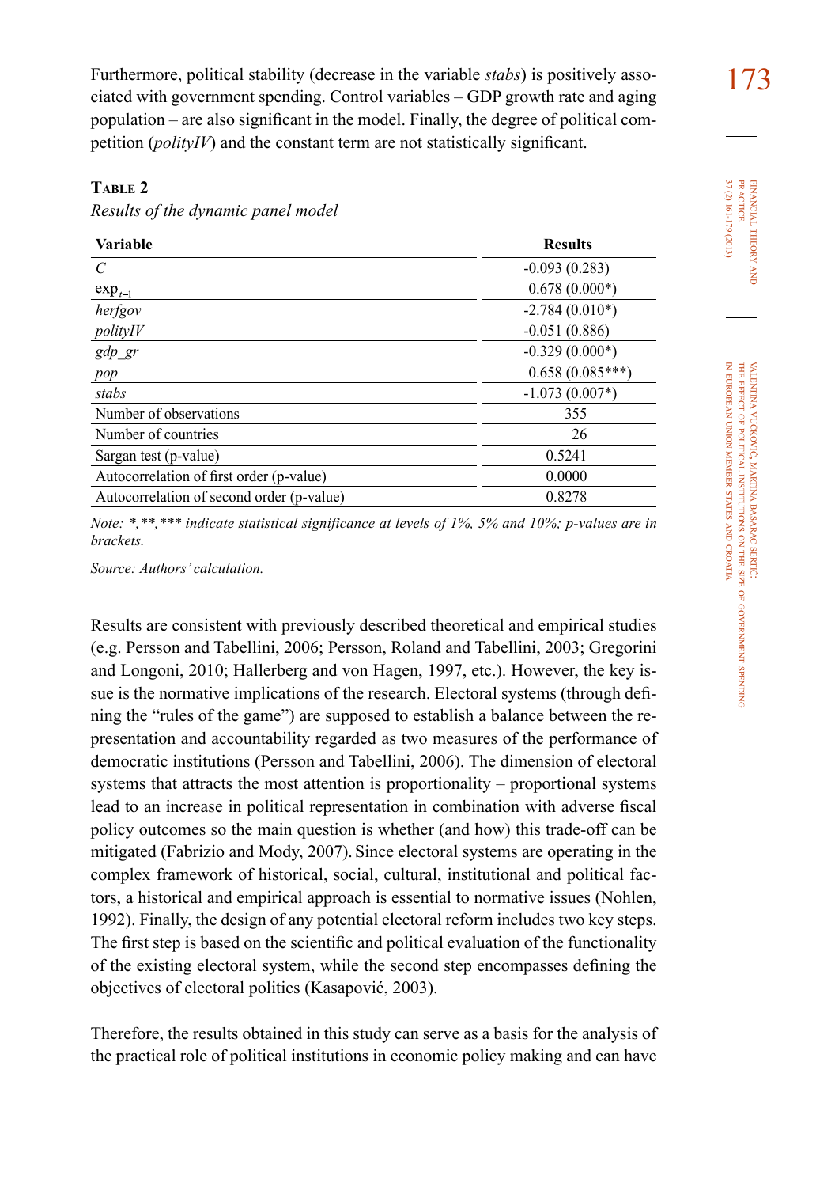Furthermore, political stability (decrease in the variable *stabs*) is positively associated with government spending. Control variables – GDP growth rate and aging population – are also significant in the model. Finally, the degree of political competition (*polityIV*) and the constant term are not statistically significant.

**Table 2**

*Results of the dynamic panel model*

| Variable | Results |
|---|---|
| *C* | -0.093 (0.283) |
| $\exp_{t-1}$ | 0.678 (0.000*) |
| *herfgov* | -2.784 (0.010*) |
| *polityIV* | -0.051 (0.886) |
| *gdp_gr* | -0.329 (0.000*) |
| *pop* | 0.658 (0.085***) |
| *stabs* | -1.073 (0.007*) |
| Number of observations | 355 |
| Number of countries | 26 |
| Sargan test (p-value) | 0.5241 |
| Autocorrelation of first order (p-value) | 0.0000 |
| Autocorrelation of second order (p-value) | 0.8278 |

*Note: *,**,*** indicate statistical significance at levels of 1%, 5% and 10%; p-values are in brackets.*

*Source: Authors' calculation.*

Results are consistent with previously described theoretical and empirical studies (e.g. Persson and Tabellini, 2006; Persson, Roland and Tabellini, 2003; Gregorini and Longoni, 2010; Hallerberg and von Hagen, 1997, etc.). However, the key issue is the normative implications of the research. Electoral systems (through defining the "rules of the game") are supposed to establish a balance between the representation and accountability regarded as two measures of the performance of democratic institutions (Persson and Tabellini, 2006). The dimension of electoral systems that attracts the most attention is proportionality – proportional systems lead to an increase in political representation in combination with adverse fiscal policy outcomes so the main question is whether (and how) this trade-off can be mitigated (Fabrizio and Mody, 2007). Since electoral systems are operating in the complex framework of historical, social, cultural, institutional and political factors, a historical and empirical approach is essential to normative issues (Nohlen, 1992). Finally, the design of any potential electoral reform includes two key steps. The first step is based on the scientific and political evaluation of the functionality of the existing electoral system, while the second step encompasses defining the objectives of electoral politics (Kasapović, 2003).

Therefore, the results obtained in this study can serve as a basis for the analysis of the practical role of political institutions in economic policy making and can have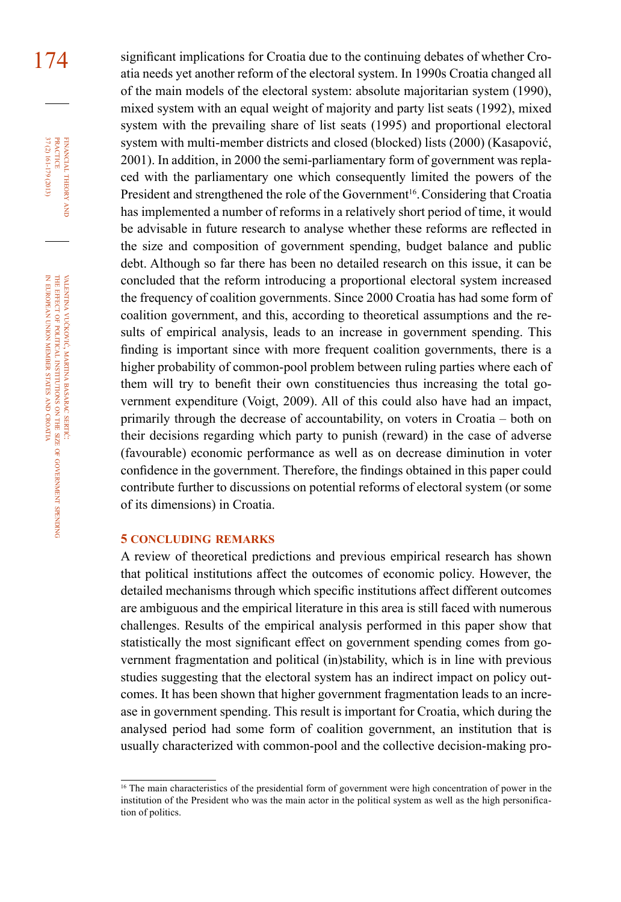significant implications for Croatia due to the continuing debates of whether Croatia needs yet another reform of the electoral system. In 1990s Croatia changed all of the main models of the electoral system: absolute majoritarian system (1990), mixed system with an equal weight of majority and party list seats (1992), mixed system with the prevailing share of list seats (1995) and proportional electoral system with multi-member districts and closed (blocked) lists (2000) (Kasapović, 2001). In addition, in 2000 the semi-parliamentary form of government was replaced with the parliamentary one which consequently limited the powers of the President and strengthened the role of the Government[16]. Considering that Croatia has implemented a number of reforms in a relatively short period of time, it would be advisable in future research to analyse whether these reforms are reflected in the size and composition of government spending, budget balance and public debt. Although so far there has been no detailed research on this issue, it can be concluded that the reform introducing a proportional electoral system increased the frequency of coalition governments. Since 2000 Croatia has had some form of coalition government, and this, according to theoretical assumptions and the results of empirical analysis, leads to an increase in government spending. This finding is important since with more frequent coalition governments, there is a higher probability of common-pool problem between ruling parties where each of them will try to benefit their own constituencies thus increasing the total government expenditure (Voigt, 2009). All of this could also have had an impact, primarily through the decrease of accountability, on voters in Croatia – both on their decisions regarding which party to punish (reward) in the case of adverse (favourable) economic performance as well as on decrease diminution in voter confidence in the government. Therefore, the findings obtained in this paper could contribute further to discussions on potential reforms of electoral system (or some of its dimensions) in Croatia.

## 5 CONCLUDING REMARKS

A review of theoretical predictions and previous empirical research has shown that political institutions affect the outcomes of economic policy. However, the detailed mechanisms through which specific institutions affect different outcomes are ambiguous and the empirical literature in this area is still faced with numerous challenges. Results of the empirical analysis performed in this paper show that statistically the most significant effect on government spending comes from government fragmentation and political (in)stability, which is in line with previous studies suggesting that the electoral system has an indirect impact on policy outcomes. It has been shown that higher government fragmentation leads to an increase in government spending. This result is important for Croatia, which during the analysed period had some form of coalition government, an institution that is usually characterized with common-pool and the collective decision-making pro-

---

[16] The main characteristics of the presidential form of government were high concentration of power in the institution of the President who was the main actor in the political system as well as the high personification of politics.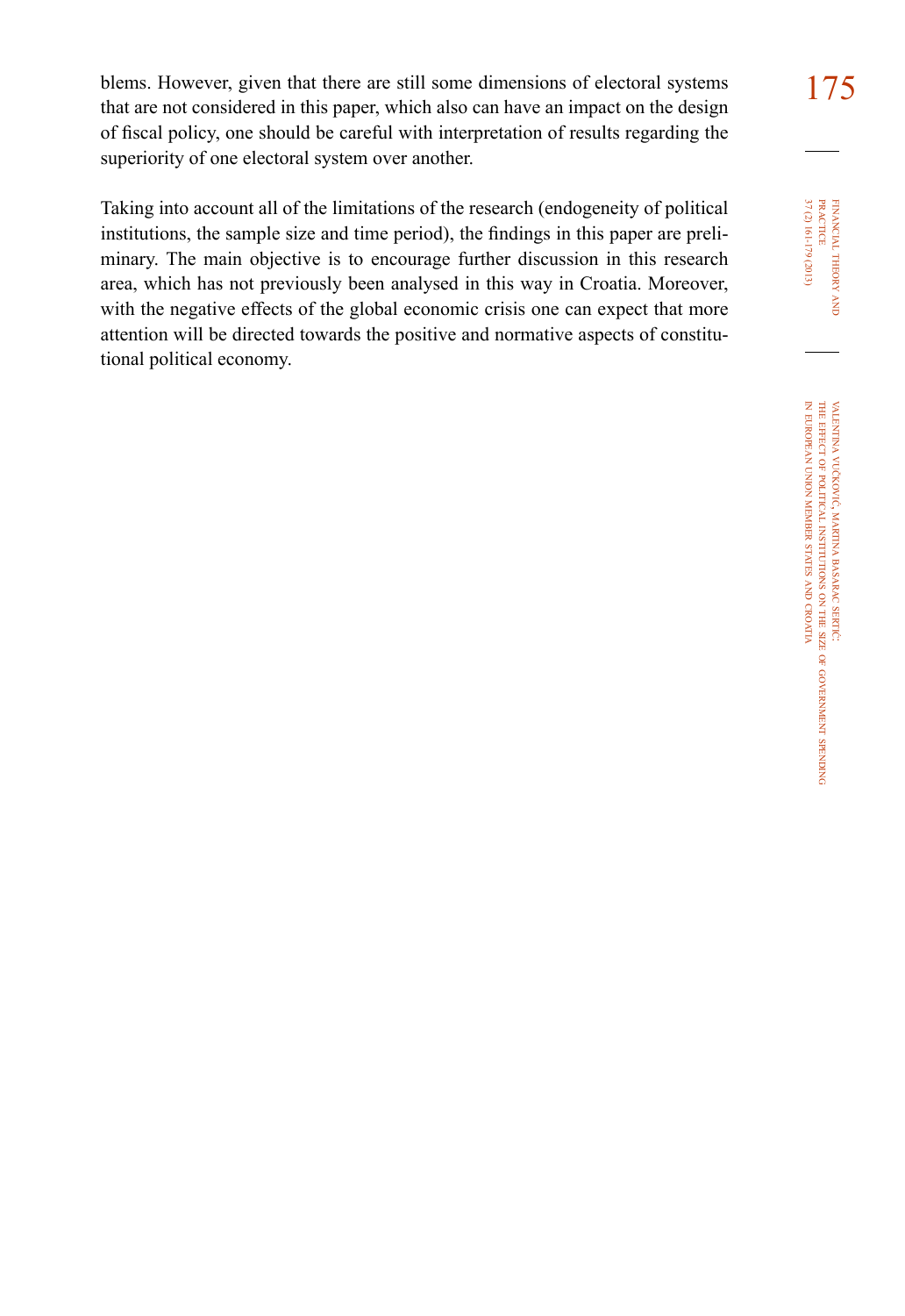blems. However, given that there are still some dimensions of electoral systems that are not considered in this paper, which also can have an impact on the design of fiscal policy, one should be careful with interpretation of results regarding the superiority of one electoral system over another.

Taking into account all of the limitations of the research (endogeneity of political institutions, the sample size and time period), the findings in this paper are preliminary. The main objective is to encourage further discussion in this research area, which has not previously been analysed in this way in Croatia. Moreover, with the negative effects of the global economic crisis one can expect that more attention will be directed towards the positive and normative aspects of constitutional political economy.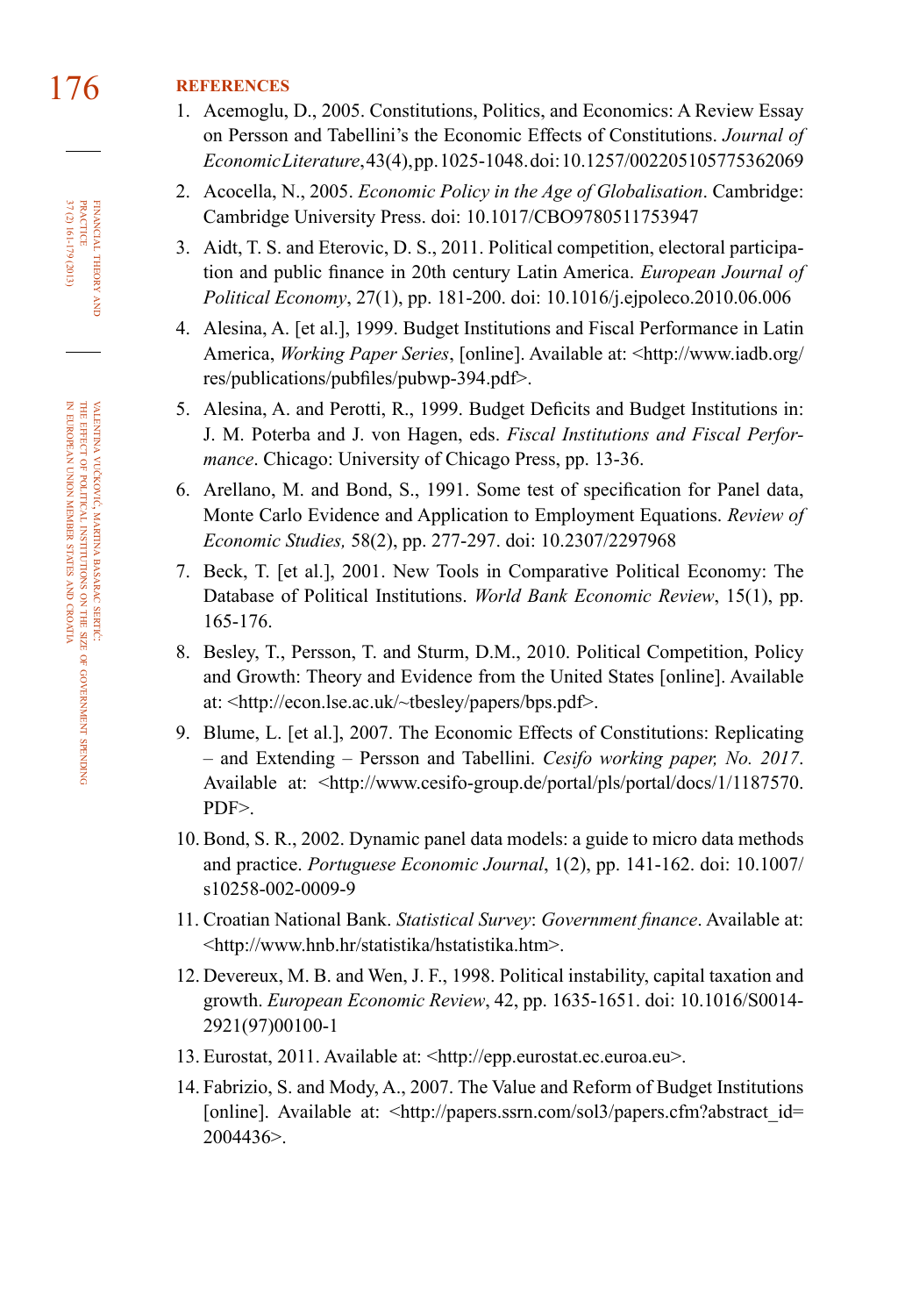## REFERENCES

1. Acemoglu, D., 2005. Constitutions, Politics, and Economics: A Review Essay on Persson and Tabellini's the Economic Effects of Constitutions. *Journal of Economic Literature*, 43(4), pp. 1025-1048. doi: 10.1257/002205105775362069
2. Acocella, N., 2005. *Economic Policy in the Age of Globalisation*. Cambridge: Cambridge University Press. doi: 10.1017/CBO9780511753947
3. Aidt, T. S. and Eterovic, D. S., 2011. Political competition, electoral participation and public finance in 20th century Latin America. *European Journal of Political Economy*, 27(1), pp. 181-200. doi: 10.1016/j.ejpoleco.2010.06.006
4. Alesina, A. [et al.], 1999. Budget Institutions and Fiscal Performance in Latin America, *Working Paper Series*, [online]. Available at: <http://www.iadb.org/res/publications/pubfiles/pubwp-394.pdf>.
5. Alesina, A. and Perotti, R., 1999. Budget Deficits and Budget Institutions in: J. M. Poterba and J. von Hagen, eds. *Fiscal Institutions and Fiscal Performance*. Chicago: University of Chicago Press, pp. 13-36.
6. Arellano, M. and Bond, S., 1991. Some test of specification for Panel data, Monte Carlo Evidence and Application to Employment Equations. *Review of Economic Studies,* 58(2), pp. 277-297. doi: 10.2307/2297968
7. Beck, T. [et al.], 2001. New Tools in Comparative Political Economy: The Database of Political Institutions. *World Bank Economic Review*, 15(1), pp. 165-176.
8. Besley, T., Persson, T. and Sturm, D.M., 2010. Political Competition, Policy and Growth: Theory and Evidence from the United States [online]. Available at: <http://econ.lse.ac.uk/~tbesley/papers/bps.pdf>.
9. Blume, L. [et al.], 2007. The Economic Effects of Constitutions: Replicating – and Extending – Persson and Tabellini. *Cesifo working paper, No. 2017*. Available at: <http://www.cesifo-group.de/portal/pls/portal/docs/1/1187570.PDF>.
10. Bond, S. R., 2002. Dynamic panel data models: a guide to micro data methods and practice. *Portuguese Economic Journal*, 1(2), pp. 141-162. doi: 10.1007/s10258-002-0009-9
11. Croatian National Bank. *Statistical Survey*: *Government finance*. Available at: <http://www.hnb.hr/statistika/hstatistika.htm>.
12. Devereux, M. B. and Wen, J. F., 1998. Political instability, capital taxation and growth. *European Economic Review*, 42, pp. 1635-1651. doi: 10.1016/S0014-2921(97)00100-1
13. Eurostat, 2011. Available at: <http://epp.eurostat.ec.euroa.eu>.
14. Fabrizio, S. and Mody, A., 2007. The Value and Reform of Budget Institutions [online]. Available at: <http://papers.ssrn.com/sol3/papers.cfm?abstract_id=2004436>.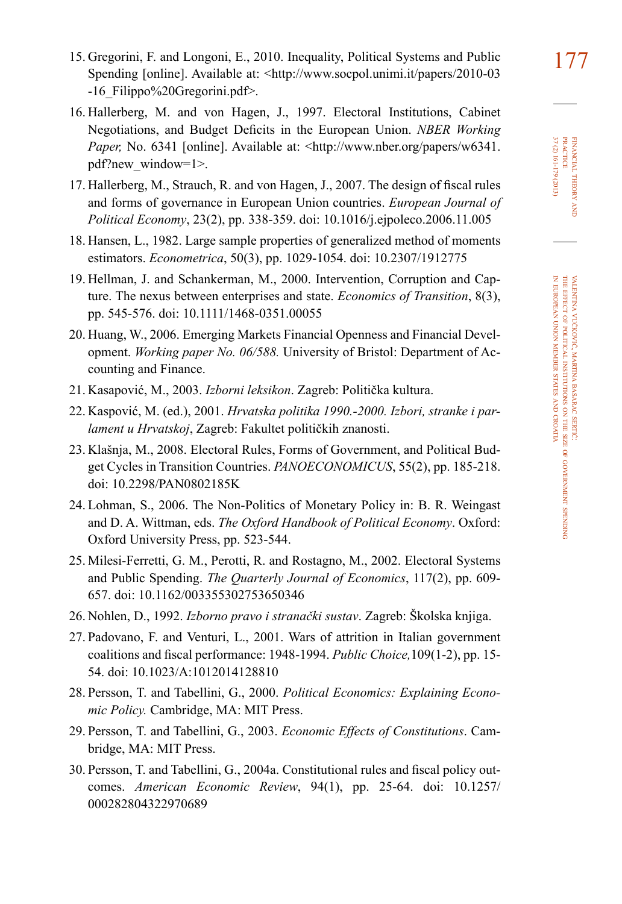15. Gregorini, F. and Longoni, E., 2010. Inequality, Political Systems and Public Spending [online]. Available at: <http://www.socpol.unimi.it/papers/2010-03-16_Filippo%20Gregorini.pdf>.
16. Hallerberg, M. and von Hagen, J., 1997. Electoral Institutions, Cabinet Negotiations, and Budget Deficits in the European Union. *NBER Working Paper,* No. 6341 [online]. Available at: <http://www.nber.org/papers/w6341.pdf?new_window=1>.
17. Hallerberg, M., Strauch, R. and von Hagen, J., 2007. The design of fiscal rules and forms of governance in European Union countries. *European Journal of Political Economy*, 23(2), pp. 338-359. doi: 10.1016/j.ejpoleco.2006.11.005
18. Hansen, L., 1982. Large sample properties of generalized method of moments estimators. *Econometrica*, 50(3), pp. 1029-1054. doi: 10.2307/1912775
19. Hellman, J. and Schankerman, M., 2000. Intervention, Corruption and Capture. The nexus between enterprises and state. *Economics of Transition*, 8(3), pp. 545-576. doi: 10.1111/1468-0351.00055
20. Huang, W., 2006. Emerging Markets Financial Openness and Financial Development. *Working paper No. 06/588.* University of Bristol: Department of Accounting and Finance.
21. Kasapović, M., 2003. *Izborni leksikon*. Zagreb: Politička kultura.
22. Kaspović, M. (ed.), 2001. *Hrvatska politika 1990.-2000. Izbori, stranke i parlament u Hrvatskoj*, Zagreb: Fakultet političkih znanosti.
23. Klašnja, M., 2008. Electoral Rules, Forms of Government, and Political Budget Cycles in Transition Countries. *PANOECONOMICUS*, 55(2), pp. 185-218. doi: 10.2298/PAN0802185K
24. Lohman, S., 2006. The Non-Politics of Monetary Policy in: B. R. Weingast and D. A. Wittman, eds. *The Oxford Handbook of Political Economy*. Oxford: Oxford University Press, pp. 523-544.
25. Milesi-Ferretti, G. M., Perotti, R. and Rostagno, M., 2002. Electoral Systems and Public Spending. *The Quarterly Journal of Economics*, 117(2), pp. 609-657. doi: 10.1162/003355302753650346
26. Nohlen, D., 1992. *Izborno pravo i stranački sustav*. Zagreb: Školska knjiga.
27. Padovano, F. and Venturi, L., 2001. Wars of attrition in Italian government coalitions and fiscal performance: 1948-1994. *Public Choice,*109(1-2), pp. 15-54. doi: 10.1023/A:1012014128810
28. Persson, T. and Tabellini, G., 2000. *Political Economics: Explaining Economic Policy.* Cambridge, MA: MIT Press.
29. Persson, T. and Tabellini, G., 2003. *Economic Effects of Constitutions*. Cambridge, MA: MIT Press.
30. Persson, T. and Tabellini, G., 2004a. Constitutional rules and fiscal policy outcomes. *American Economic Review*, 94(1), pp. 25-64. doi: 10.1257/000282804322970689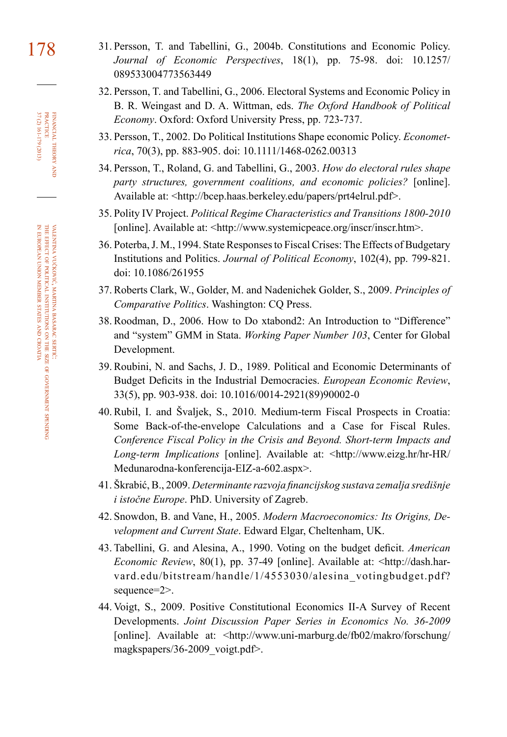31. Persson, T. and Tabellini, G., 2004b. Constitutions and Economic Policy. *Journal of Economic Perspectives*, 18(1), pp. 75-98. doi: 10.1257/089533004773563449

32. Persson, T. and Tabellini, G., 2006. Electoral Systems and Economic Policy in B. R. Weingast and D. A. Wittman, eds. *The Oxford Handbook of Political Economy*. Oxford: Oxford University Press, pp. 723-737.

33. Persson, T., 2002. Do Political Institutions Shape economic Policy. *Econometrica*, 70(3), pp. 883-905. doi: 10.1111/1468-0262.00313

34. Persson, T., Roland, G. and Tabellini, G., 2003. *How do electoral rules shape party structures, government coalitions, and economic policies?* [online]. Available at: <http://bcep.haas.berkeley.edu/papers/prt4elrul.pdf>.

35. Polity IV Project. *Political Regime Characteristics and Transitions 1800-2010* [online]. Available at: <http://www.systemicpeace.org/inscr/inscr.htm>.

36. Poterba, J. M., 1994. State Responses to Fiscal Crises: The Effects of Budgetary Institutions and Politics. *Journal of Political Economy*, 102(4), pp. 799-821. doi: 10.1086/261955

37. Roberts Clark, W., Golder, M. and Nadenichek Golder, S., 2009. *Principles of Comparative Politics*. Washington: CQ Press.

38. Roodman, D., 2006. How to Do xtabond2: An Introduction to "Difference" and "system" GMM in Stata. *Working Paper Number 103*, Center for Global Development.

39. Roubini, N. and Sachs, J. D., 1989. Political and Economic Determinants of Budget Deficits in the Industrial Democracies. *European Economic Review*, 33(5), pp. 903-938. doi: 10.1016/0014-2921(89)90002-0

40. Rubil, I. and Švaljek, S., 2010. Medium-term Fiscal Prospects in Croatia: Some Back-of-the-envelope Calculations and a Case for Fiscal Rules. *Conference Fiscal Policy in the Crisis and Beyond. Short-term Impacts and Long-term Implications* [online]. Available at: <http://www.eizg.hr/hr-HR/Medunarodna-konferencija-EIZ-a-602.aspx>.

41. Škrabić, B., 2009. *Determinante razvoja financijskog sustava zemalja središnje i istočne Europe*. PhD. University of Zagreb.

42. Snowdon, B. and Vane, H., 2005. *Modern Macroeconomics: Its Origins, Development and Current State*. Edward Elgar, Cheltenham, UK.

43. Tabellini, G. and Alesina, A., 1990. Voting on the budget deficit. *American Economic Review*, 80(1), pp. 37-49 [online]. Available at: <http://dash.harvard.edu/bitstream/handle/1/4553030/alesina_votingbudget.pdf?sequence=2>.

44. Voigt, S., 2009. Positive Constitutional Economics II-A Survey of Recent Developments. *Joint Discussion Paper Series in Economics No. 36-2009* [online]. Available at: <http://www.uni-marburg.de/fb02/makro/forschung/magkspapers/36-2009_voigt.pdf>.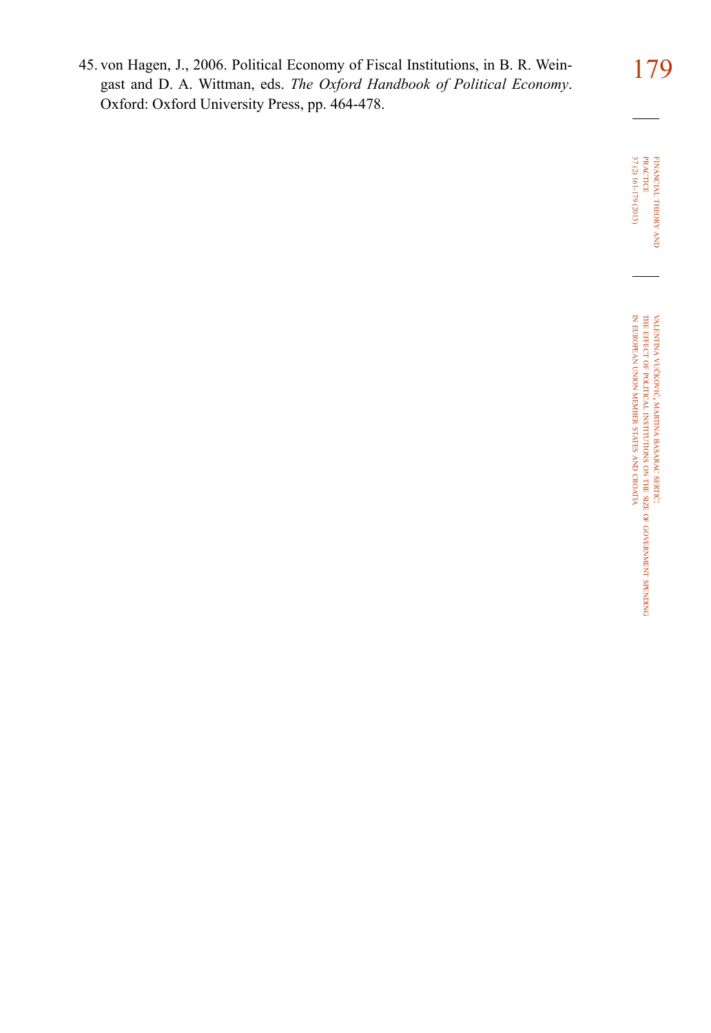45. von Hagen, J., 2006. Political Economy of Fiscal Institutions, in B. R. Weingast and D. A. Wittman, eds. *The Oxford Handbook of Political Economy*. Oxford: Oxford University Press, pp. 464-478.